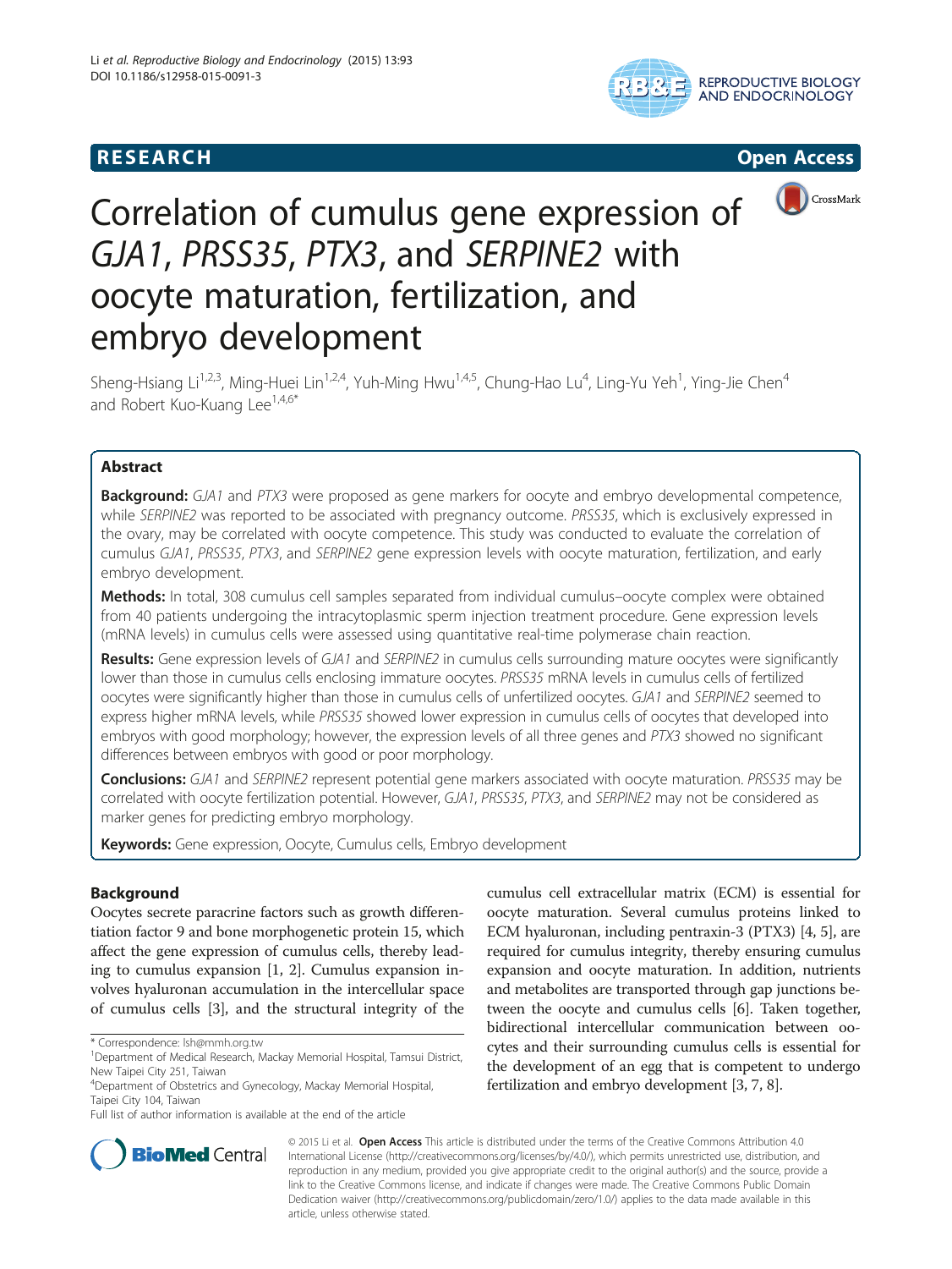# RESEARCH Open Access

# Correlation of cumulus gene expression of *GJA1*, *PRSS35*, *PTX3*, and *SERPINE2* with oocyte maturation, fertilization, and embryo development

Sheng-Hsiang Li[1,2,3], Ming-Huei Lin[1,2,4], Yuh-Ming Hwu[1,4,5], Chung-Hao Lu[4], Ling-Yu Yeh[1], Ying-Jie Chen[4] and Robert Kuo-Kuang Lee[1,4,6*]

## Abstract

**Background:** *GJA1* and *PTX3* were proposed as gene markers for oocyte and embryo developmental competence, while *SERPINE2* was reported to be associated with pregnancy outcome. *PRSS35*, which is exclusively expressed in the ovary, may be correlated with oocyte competence. This study was conducted to evaluate the correlation of cumulus *GJA1*, *PRSS35*, *PTX3*, and *SERPINE2* gene expression levels with oocyte maturation, fertilization, and early embryo development.

**Methods:** In total, 308 cumulus cell samples separated from individual cumulus–oocyte complex were obtained from 40 patients undergoing the intracytoplasmic sperm injection treatment procedure. Gene expression levels (mRNA levels) in cumulus cells were assessed using quantitative real-time polymerase chain reaction.

**Results:** Gene expression levels of *GJA1* and *SERPINE2* in cumulus cells surrounding mature oocytes were significantly lower than those in cumulus cells enclosing immature oocytes. *PRSS35* mRNA levels in cumulus cells of fertilized oocytes were significantly higher than those in cumulus cells of unfertilized oocytes. *GJA1* and *SERPINE2* seemed to express higher mRNA levels, while *PRSS35* showed lower expression in cumulus cells of oocytes that developed into embryos with good morphology; however, the expression levels of all three genes and *PTX3* showed no significant differences between embryos with good or poor morphology.

**Conclusions:** *GJA1* and *SERPINE2* represent potential gene markers associated with oocyte maturation. *PRSS35* may be correlated with oocyte fertilization potential. However, *GJA1*, *PRSS35*, *PTX3*, and *SERPINE2* may not be considered as marker genes for predicting embryo morphology.

**Keywords:** Gene expression, Oocyte, Cumulus cells, Embryo development

## Background

Oocytes secrete paracrine factors such as growth differentiation factor 9 and bone morphogenetic protein 15, which affect the gene expression of cumulus cells, thereby leading to cumulus expansion [1, 2]. Cumulus expansion involves hyaluronan accumulation in the intercellular space of cumulus cells [3], and the structural integrity of the cumulus cell extracellular matrix (ECM) is essential for oocyte maturation. Several cumulus proteins linked to ECM hyaluronan, including pentraxin-3 (PTX3) [4, 5], are required for cumulus integrity, thereby ensuring cumulus expansion and oocyte maturation. In addition, nutrients and metabolites are transported through gap junctions between the oocyte and cumulus cells [6]. Taken together, bidirectional intercellular communication between oocytes and their surrounding cumulus cells is essential for the development of an egg that is competent to undergo fertilization and embryo development [3, 7, 8].

\* Correspondence: lsh@mmh.org.tw
[1]Department of Medical Research, Mackay Memorial Hospital, Tamsui District, New Taipei City 251, Taiwan
[4]Department of Obstetrics and Gynecology, Mackay Memorial Hospital, Taipei City 104, Taiwan
Full list of author information is available at the end of the article

© 2015 Li et al. **Open Access** This article is distributed under the terms of the Creative Commons Attribution 4.0 International License (http://creativecommons.org/licenses/by/4.0/), which permits unrestricted use, distribution, and reproduction in any medium, provided you give appropriate credit to the original author(s) and the source, provide a link to the Creative Commons license, and indicate if changes were made. The Creative Commons Public Domain Dedication waiver (http://creativecommons.org/publicdomain/zero/1.0/) applies to the data made available in this article, unless otherwise stated.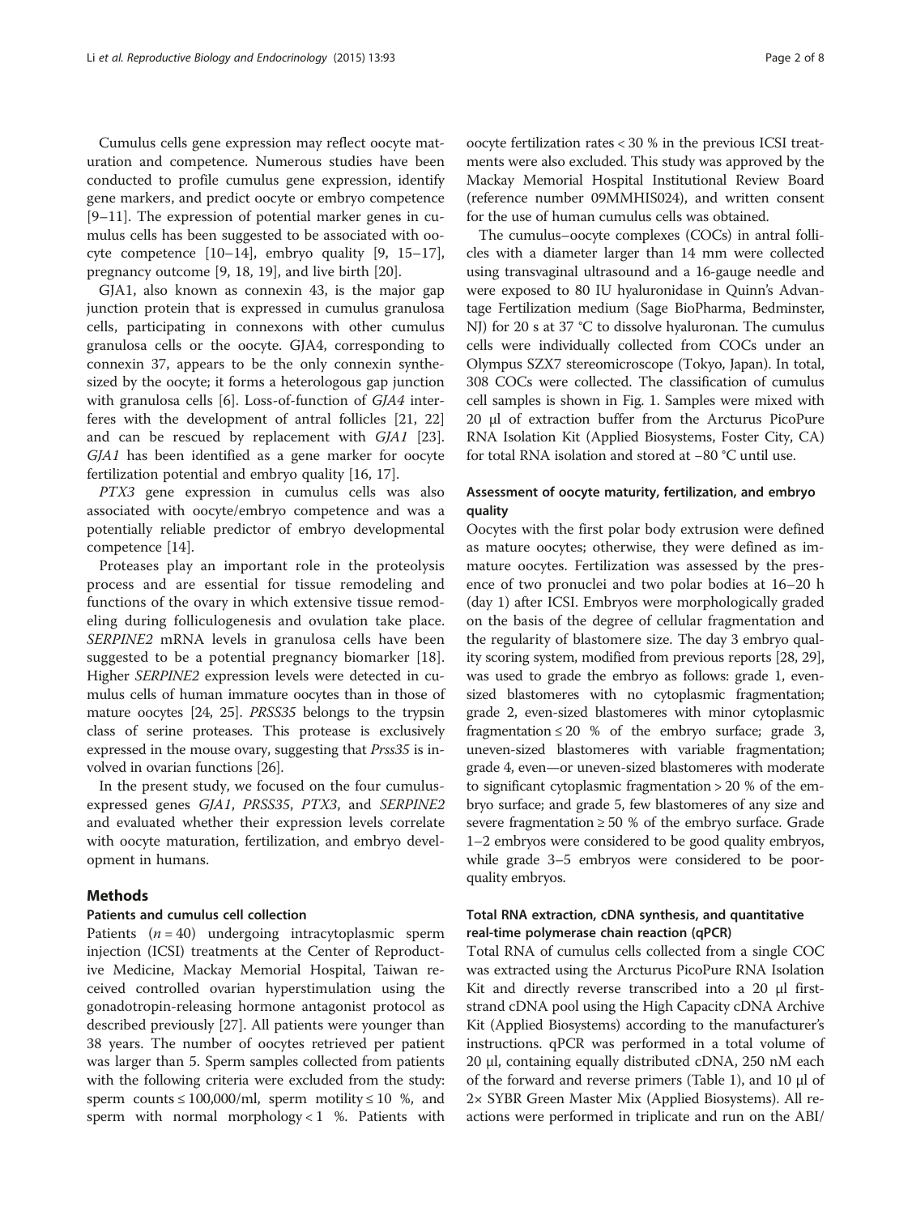Cumulus cells gene expression may reflect oocyte maturation and competence. Numerous studies have been conducted to profile cumulus gene expression, identify gene markers, and predict oocyte or embryo competence [9–11]. The expression of potential marker genes in cumulus cells has been suggested to be associated with oocyte competence [10–14], embryo quality [9, 15–17], pregnancy outcome [9, 18, 19], and live birth [20].

GJA1, also known as connexin 43, is the major gap junction protein that is expressed in cumulus granulosa cells, participating in connexons with other cumulus granulosa cells or the oocyte. GJA4, corresponding to connexin 37, appears to be the only connexin synthesized by the oocyte; it forms a heterologous gap junction with granulosa cells [6]. Loss-of-function of *GJA4* interferes with the development of antral follicles [21, 22] and can be rescued by replacement with *GJA1* [23]. *GJA1* has been identified as a gene marker for oocyte fertilization potential and embryo quality [16, 17].

*PTX3* gene expression in cumulus cells was also associated with oocyte/embryo competence and was a potentially reliable predictor of embryo developmental competence [14].

Proteases play an important role in the proteolysis process and are essential for tissue remodeling and functions of the ovary in which extensive tissue remodeling during folliculogenesis and ovulation take place. *SERPINE2* mRNA levels in granulosa cells have been suggested to be a potential pregnancy biomarker [18]. Higher *SERPINE2* expression levels were detected in cumulus cells of human immature oocytes than in those of mature oocytes [24, 25]. *PRSS35* belongs to the trypsin class of serine proteases. This protease is exclusively expressed in the mouse ovary, suggesting that *Prss35* is involved in ovarian functions [26].

In the present study, we focused on the four cumulus-expressed genes *GJA1*, *PRSS35*, *PTX3*, and *SERPINE2* and evaluated whether their expression levels correlate with oocyte maturation, fertilization, and embryo development in humans.

## Methods

### Patients and cumulus cell collection

Patients ($n = 40$) undergoing intracytoplasmic sperm injection (ICSI) treatments at the Center of Reproductive Medicine, Mackay Memorial Hospital, Taiwan received controlled ovarian hyperstimulation using the gonadotropin-releasing hormone antagonist protocol as described previously [27]. All patients were younger than 38 years. The number of oocytes retrieved per patient was larger than 5. Sperm samples collected from patients with the following criteria were excluded from the study: sperm counts ≤ 100,000/ml, sperm motility ≤ 10 %, and sperm with normal morphology < 1 %. Patients with oocyte fertilization rates < 30 % in the previous ICSI treatments were also excluded. This study was approved by the Mackay Memorial Hospital Institutional Review Board (reference number 09MMHIS024), and written consent for the use of human cumulus cells was obtained.

The cumulus–oocyte complexes (COCs) in antral follicles with a diameter larger than 14 mm were collected using transvaginal ultrasound and a 16-gauge needle and were exposed to 80 IU hyaluronidase in Quinn's Advantage Fertilization medium (Sage BioPharma, Bedminster, NJ) for 20 s at 37 °C to dissolve hyaluronan. The cumulus cells were individually collected from COCs under an Olympus SZX7 stereomicroscope (Tokyo, Japan). In total, 308 COCs were collected. The classification of cumulus cell samples is shown in Fig. 1. Samples were mixed with 20 μl of extraction buffer from the Arcturus PicoPure RNA Isolation Kit (Applied Biosystems, Foster City, CA) for total RNA isolation and stored at −80 °C until use.

### Assessment of oocyte maturity, fertilization, and embryo quality

Oocytes with the first polar body extrusion were defined as mature oocytes; otherwise, they were defined as immature oocytes. Fertilization was assessed by the presence of two pronuclei and two polar bodies at 16–20 h (day 1) after ICSI. Embryos were morphologically graded on the basis of the degree of cellular fragmentation and the regularity of blastomere size. The day 3 embryo quality scoring system, modified from previous reports [28, 29], was used to grade the embryo as follows: grade 1, even-sized blastomeres with no cytoplasmic fragmentation; grade 2, even-sized blastomeres with minor cytoplasmic fragmentation ≤ 20 % of the embryo surface; grade 3, uneven-sized blastomeres with variable fragmentation; grade 4, even—or uneven-sized blastomeres with moderate to significant cytoplasmic fragmentation > 20 % of the embryo surface; and grade 5, few blastomeres of any size and severe fragmentation ≥ 50 % of the embryo surface. Grade 1–2 embryos were considered to be good quality embryos, while grade 3–5 embryos were considered to be poor-quality embryos.

### Total RNA extraction, cDNA synthesis, and quantitative real-time polymerase chain reaction (qPCR)

Total RNA of cumulus cells collected from a single COC was extracted using the Arcturus PicoPure RNA Isolation Kit and directly reverse transcribed into a 20 μl first-strand cDNA pool using the High Capacity cDNA Archive Kit (Applied Biosystems) according to the manufacturer's instructions. qPCR was performed in a total volume of 20 μl, containing equally distributed cDNA, 250 nM each of the forward and reverse primers (Table 1), and 10 μl of 2× SYBR Green Master Mix (Applied Biosystems). All reactions were performed in triplicate and run on the ABI/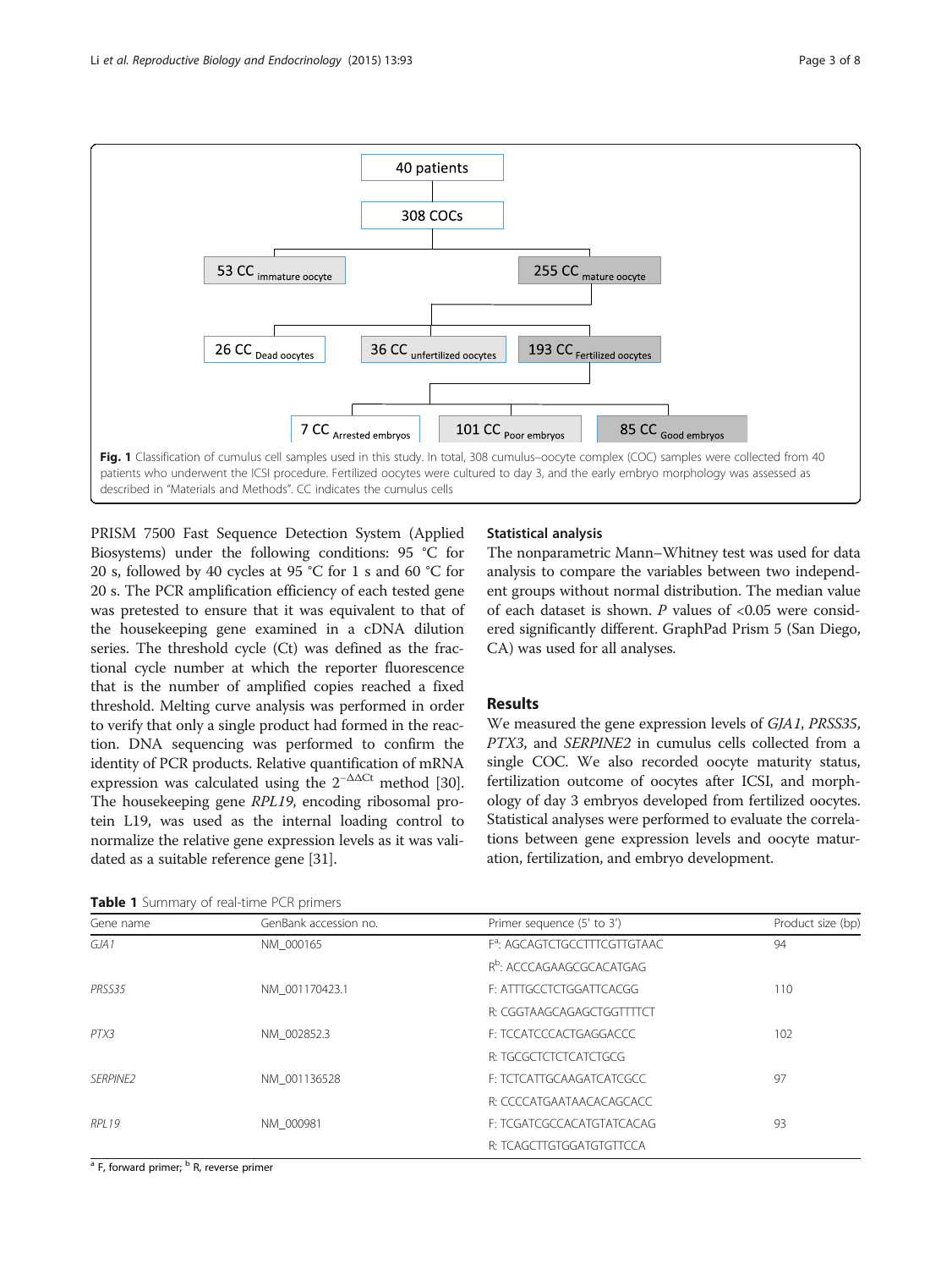40 patients

308 COCs

53 CC $_{immature\ oocyte}$

255 CC $_{mature\ oocyte}$

26 CC $_{Dead\ oocytes}$

36 CC $_{unfertilized\ oocytes}$

193 CC $_{Fertilized\ oocytes}$

7 CC $_{Arrested\ embryos}$

101 CC $_{Poor\ embryos}$

85 CC $_{Good\ embryos}$

**Fig. 1** Classification of cumulus cell samples used in this study. In total, 308 cumulus–oocyte complex (COC) samples were collected from 40 patients who underwent the ICSI procedure. Fertilized oocytes were cultured to day 3, and the early embryo morphology was assessed as described in "Materials and Methods". CC indicates the cumulus cells

PRISM 7500 Fast Sequence Detection System (Applied Biosystems) under the following conditions: 95 °C for 20 s, followed by 40 cycles at 95 °C for 1 s and 60 °C for 20 s. The PCR amplification efficiency of each tested gene was pretested to ensure that it was equivalent to that of the housekeeping gene examined in a cDNA dilution series. The threshold cycle (Ct) was defined as the fractional cycle number at which the reporter fluorescence that is the number of amplified copies reached a fixed threshold. Melting curve analysis was performed in order to verify that only a single product had formed in the reaction. DNA sequencing was performed to confirm the identity of PCR products. Relative quantification of mRNA expression was calculated using the $2^{-\Delta\Delta Ct}$ method [30]. The housekeeping gene *RPL19*, encoding ribosomal protein L19, was used as the internal loading control to normalize the relative gene expression levels as it was validated as a suitable reference gene [31].

## Statistical analysis

The nonparametric Mann–Whitney test was used for data analysis to compare the variables between two independent groups without normal distribution. The median value of each dataset is shown. *P* values of <0.05 were considered significantly different. GraphPad Prism 5 (San Diego, CA) was used for all analyses.

# Results

We measured the gene expression levels of *GJA1*, *PRSS35*, *PTX3*, and *SERPINE2* in cumulus cells collected from a single COC. We also recorded oocyte maturity status, fertilization outcome of oocytes after ICSI, and morphology of day 3 embryos developed from fertilized oocytes. Statistical analyses were performed to evaluate the correlations between gene expression levels and oocyte maturation, fertilization, and embryo development.

**Table 1** Summary of real-time PCR primers

| Gene name | GenBank accession no. | Primer sequence (5' to 3') | Product size (bp) |
|---|---|---|---|
| *GJA1* | NM_000165 | F[a]: AGCAGTCTGCCTTTCGTTGTAAC | 94 |
| | | R[b]: ACCCAGAAGCGCACATGAG | |
| *PRSS35* | NM_001170423.1 | F: ATTTGCCTCTGGATTCACGG | 110 |
| | | R: CGGTAAGCAGAGCTGGTTTTCT | |
| *PTX3* | NM_002852.3 | F: TCCATCCCACTGAGGACCC | 102 |
| | | R: TGCGCTCTCTCATCTGCG | |
| *SERPINE2* | NM_001136528 | F: TCTCATTGCAAGATCATCGCC | 97 |
| | | R: CCCCATGAATAACACAGCACC | |
| *RPL19* | NM_000981 | F: TCGATCGCCACATGTATCACAG | 93 |
| | | R: TCAGCTTGTGGATGTGTTCCA | |

[a] F, forward primer; [b] R, reverse primer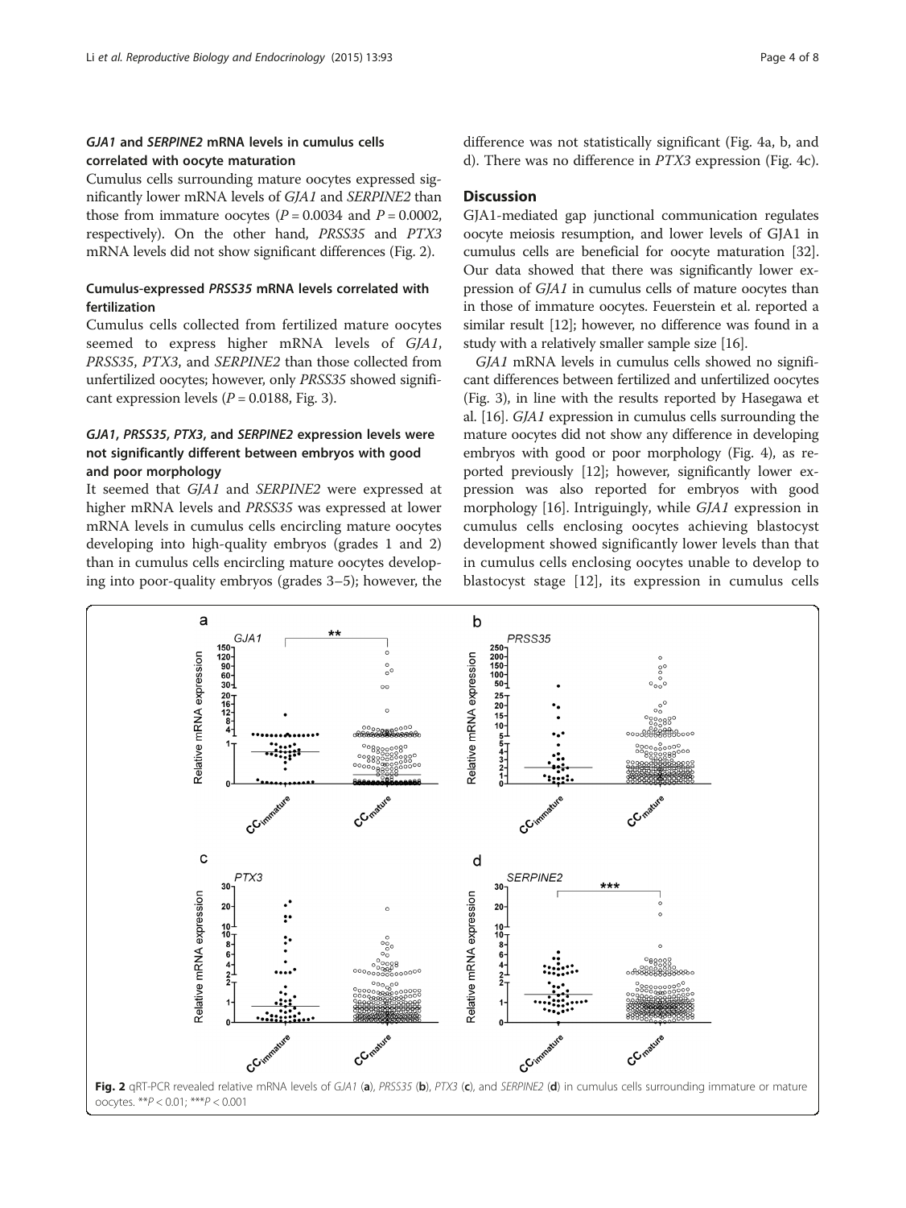### *GJA1* and *SERPINE2* mRNA levels in cumulus cells correlated with oocyte maturation

Cumulus cells surrounding mature oocytes expressed significantly lower mRNA levels of *GJA1* and *SERPINE2* than those from immature oocytes ($P = 0.0034$ and $P = 0.0002$, respectively). On the other hand, *PRSS35* and *PTX3* mRNA levels did not show significant differences (Fig. 2).

### Cumulus-expressed *PRSS35* mRNA levels correlated with fertilization

Cumulus cells collected from fertilized mature oocytes seemed to express higher mRNA levels of *GJA1*, *PRSS35*, *PTX3*, and *SERPINE2* than those collected from unfertilized oocytes; however, only *PRSS35* showed significant expression levels ($P = 0.0188$, Fig. 3).

### *GJA1*, *PRSS35*, *PTX3*, and *SERPINE2* expression levels were not significantly different between embryos with good and poor morphology

It seemed that *GJA1* and *SERPINE2* were expressed at higher mRNA levels and *PRSS35* was expressed at lower mRNA levels in cumulus cells encircling mature oocytes developing into high-quality embryos (grades 1 and 2) than in cumulus cells encircling mature oocytes developing into poor-quality embryos (grades 3–5); however, the difference was not statistically significant (Fig. 4a, b, and d). There was no difference in *PTX3* expression (Fig. 4c).

## Discussion

GJA1-mediated gap junctional communication regulates oocyte meiosis resumption, and lower levels of GJA1 in cumulus cells are beneficial for oocyte maturation [32]. Our data showed that there was significantly lower expression of *GJA1* in cumulus cells of mature oocytes than in those of immature oocytes. Feuerstein et al. reported a similar result [12]; however, no difference was found in a study with a relatively smaller sample size [16].

*GJA1* mRNA levels in cumulus cells showed no significant differences between fertilized and unfertilized oocytes (Fig. 3), in line with the results reported by Hasegawa et al. [16]. *GJA1* expression in cumulus cells surrounding the mature oocytes did not show any difference in developing embryos with good or poor morphology (Fig. 4), as reported previously [12]; however, significantly lower expression was also reported for embryos with good morphology [16]. Intriguingly, while *GJA1* expression in cumulus cells enclosing oocytes achieving blastocyst development showed significantly lower levels than that in cumulus cells enclosing oocytes unable to develop to blastocyst stage [12], its expression in cumulus cells

**Fig. 2** qRT-PCR revealed relative mRNA levels of *GJA1* (**a**), *PRSS35* (**b**), *PTX3* (**c**), and *SERPINE2* (**d**) in cumulus cells surrounding immature or mature oocytes. **$P < 0.01$; ***$P < 0.001$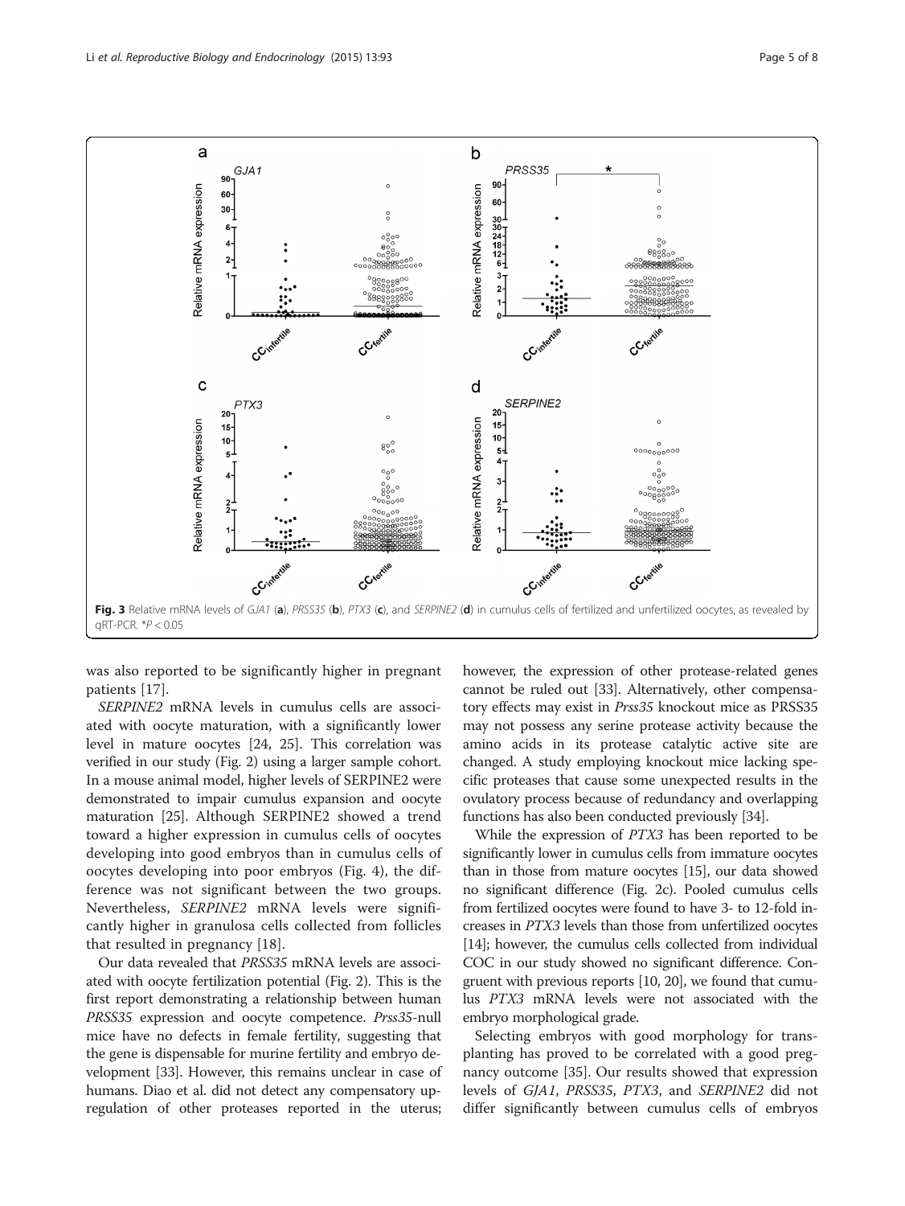Fig. 3 Relative mRNA levels of *GJA1* (**a**), *PRSS35* (**b**), *PTX3* (**c**), and *SERPINE2* (**d**) in cumulus cells of fertilized and unfertilized oocytes, as revealed by qRT-PCR. *$P < 0.05$

was also reported to be significantly higher in pregnant patients [17].

*SERPINE2* mRNA levels in cumulus cells are associated with oocyte maturation, with a significantly lower level in mature oocytes [24, 25]. This correlation was verified in our study (Fig. 2) using a larger sample cohort. In a mouse animal model, higher levels of SERPINE2 were demonstrated to impair cumulus expansion and oocyte maturation [25]. Although SERPINE2 showed a trend toward a higher expression in cumulus cells of oocytes developing into good embryos than in cumulus cells of oocytes developing into poor embryos (Fig. 4), the difference was not significant between the two groups. Nevertheless, *SERPINE2* mRNA levels were significantly higher in granulosa cells collected from follicles that resulted in pregnancy [18].

Our data revealed that *PRSS35* mRNA levels are associated with oocyte fertilization potential (Fig. 2). This is the first report demonstrating a relationship between human *PRSS35* expression and oocyte competence. *Prss35*-null mice have no defects in female fertility, suggesting that the gene is dispensable for murine fertility and embryo development [33]. However, this remains unclear in case of humans. Diao et al. did not detect any compensatory upregulation of other proteases reported in the uterus; however, the expression of other protease-related genes cannot be ruled out [33]. Alternatively, other compensatory effects may exist in *Prss35* knockout mice as PRSS35 may not possess any serine protease activity because the amino acids in its protease catalytic active site are changed. A study employing knockout mice lacking specific proteases that cause some unexpected results in the ovulatory process because of redundancy and overlapping functions has also been conducted previously [34].

While the expression of *PTX3* has been reported to be significantly lower in cumulus cells from immature oocytes than in those from mature oocytes [15], our data showed no significant difference (Fig. 2c). Pooled cumulus cells from fertilized oocytes were found to have 3- to 12-fold increases in *PTX3* levels than those from unfertilized oocytes [14]; however, the cumulus cells collected from individual COC in our study showed no significant difference. Congruent with previous reports [10, 20], we found that cumulus *PTX3* mRNA levels were not associated with the embryo morphological grade.

Selecting embryos with good morphology for transplanting has proved to be correlated with a good pregnancy outcome [35]. Our results showed that expression levels of *GJA1*, *PRSS35*, *PTX3*, and *SERPINE2* did not differ significantly between cumulus cells of embryos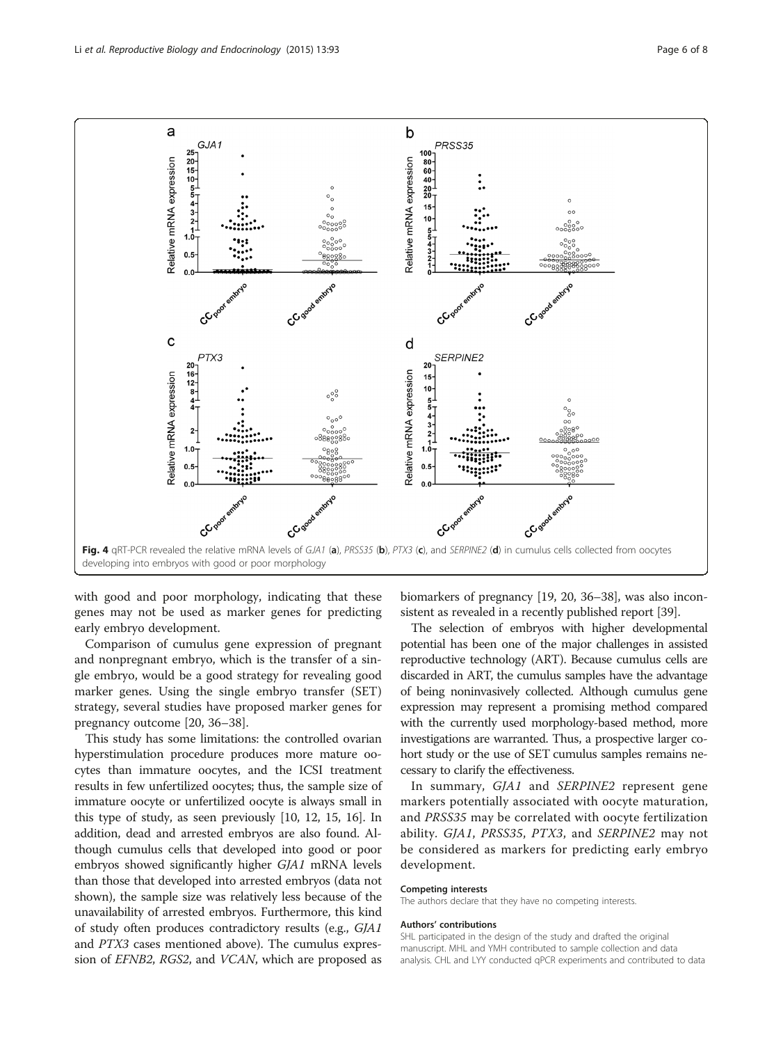**Fig. 4** qRT-PCR revealed the relative mRNA levels of *GJA1* (**a**), *PRSS35* (**b**), *PTX3* (**c**), and *SERPINE2* (**d**) in cumulus cells collected from oocytes developing into embryos with good or poor morphology

with good and poor morphology, indicating that these genes may not be used as marker genes for predicting early embryo development.

Comparison of cumulus gene expression of pregnant and nonpregnant embryo, which is the transfer of a single embryo, would be a good strategy for revealing good marker genes. Using the single embryo transfer (SET) strategy, several studies have proposed marker genes for pregnancy outcome [20, 36–38].

This study has some limitations: the controlled ovarian hyperstimulation procedure produces more mature oocytes than immature oocytes, and the ICSI treatment results in few unfertilized oocytes; thus, the sample size of immature oocyte or unfertilized oocyte is always small in this type of study, as seen previously [10, 12, 15, 16]. In addition, dead and arrested embryos are also found. Although cumulus cells that developed into good or poor embryos showed significantly higher *GJA1* mRNA levels than those that developed into arrested embryos (data not shown), the sample size was relatively less because of the unavailability of arrested embryos. Furthermore, this kind of study often produces contradictory results (e.g., *GJA1* and *PTX3* cases mentioned above). The cumulus expression of *EFNB2*, *RGS2*, and *VCAN*, which are proposed as biomarkers of pregnancy [19, 20, 36–38], was also inconsistent as revealed in a recently published report [39].

The selection of embryos with higher developmental potential has been one of the major challenges in assisted reproductive technology (ART). Because cumulus cells are discarded in ART, the cumulus samples have the advantage of being noninvasively collected. Although cumulus gene expression may represent a promising method compared with the currently used morphology-based method, more investigations are warranted. Thus, a prospective larger cohort study or the use of SET cumulus samples remains necessary to clarify the effectiveness.

In summary, *GJA1* and *SERPINE2* represent gene markers potentially associated with oocyte maturation, and *PRSS35* may be correlated with oocyte fertilization ability. *GJA1*, *PRSS35*, *PTX3*, and *SERPINE2* may not be considered as markers for predicting early embryo development.

#### Competing interests

The authors declare that they have no competing interests.

#### Authors' contributions

SHL participated in the design of the study and drafted the original manuscript. MHL and YMH contributed to sample collection and data analysis. CHL and LYY conducted qPCR experiments and contributed to data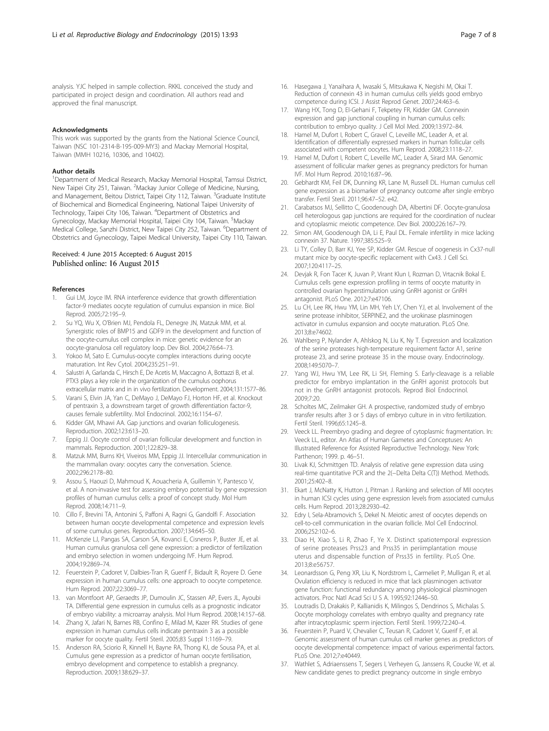analysis. YJC helped in sample collection. RKKL conceived the study and participated in project design and coordination. All authors read and approved the final manuscript.

#### Acknowledgments

This work was supported by the grants from the National Science Council, Taiwan (NSC 101-2314-B-195-009-MY3) and Mackay Memorial Hospital, Taiwan (MMH 10216, 10306, and 10402).

#### Author details

[1]Department of Medical Research, Mackay Memorial Hospital, Tamsui District, New Taipei City 251, Taiwan. [2]Mackay Junior College of Medicine, Nursing, and Management, Beitou District, Taipei City 112, Taiwan. [3]Graduate Institute of Biochemical and Biomedical Engineering, National Taipei University of Technology, Taipei City 106, Taiwan. [4]Department of Obstetrics and Gynecology, Mackay Memorial Hospital, Taipei City 104, Taiwan. [5]Mackay Medical College, Sanzhi District, New Taipei City 252, Taiwan. [6]Department of Obstetrics and Gynecology, Taipei Medical University, Taipei City 110, Taiwan.

Received: 4 June 2015 Accepted: 6 August 2015
Published online: 16 August 2015

#### References

1. Gui LM, Joyce IM. RNA interference evidence that growth differentiation factor-9 mediates oocyte regulation of cumulus expansion in mice. Biol Reprod. 2005;72:195–9.
2. Su YQ, Wu X, O'Brien MJ, Pendola FL, Denegre JN, Matzuk MM, et al. Synergistic roles of BMP15 and GDF9 in the development and function of the oocyte-cumulus cell complex in mice: genetic evidence for an oocyte-granulosa cell regulatory loop. Dev Biol. 2004;276:64–73.
3. Yokoo M, Sato E. Cumulus-oocyte complex interactions during oocyte maturation. Int Rev Cytol. 2004;235:251–91.
4. Salustri A, Garlanda C, Hirsch E, De Acetis M, Maccagno A, Bottazzi B, et al. PTX3 plays a key role in the organization of the cumulus oophorus extracellular matrix and in in vivo fertilization. Development. 2004;131:1577–86.
5. Varani S, Elvin JA, Yan C, DeMayo J, DeMayo FJ, Horton HF, et al. Knockout of pentraxin 3, a downstream target of growth differentiation factor-9, causes female subfertility. Mol Endocrinol. 2002;16:1154–67.
6. Kidder GM, Mhawi AA. Gap junctions and ovarian folliculogenesis. Reproduction. 2002;123:613–20.
7. Eppig JJ. Oocyte control of ovarian follicular development and function in mammals. Reproduction. 2001;122:829–38.
8. Matzuk MM, Burns KH, Viveiros MM, Eppig JJ. Intercellular communication in the mammalian ovary: oocytes carry the conversation. Science. 2002;296:2178–80.
9. Assou S, Haouzi D, Mahmoud K, Aouacheria A, Guillemin Y, Pantesco V, et al. A non-invasive test for assessing embryo potential by gene expression profiles of human cumulus cells: a proof of concept study. Mol Hum Reprod. 2008;14:711–9.
10. Cillo F, Brevini TA, Antonini S, Paffoni A, Ragni G, Gandolfi F. Association between human oocyte developmental competence and expression levels of some cumulus genes. Reproduction. 2007;134:645–50.
11. McKenzie LJ, Pangas SA, Carson SA, Kovanci E, Cisneros P, Buster JE, et al. Human cumulus granulosa cell gene expression: a predictor of fertilization and embryo selection in women undergoing IVF. Hum Reprod. 2004;19:2869–74.
12. Feuerstein P, Cadoret V, Dalbies-Tran R, Guerif F, Bidault R, Royere D. Gene expression in human cumulus cells: one approach to oocyte competence. Hum Reprod. 2007;22:3069–77.
13. van Montfoort AP, Geraedts JP, Dumoulin JC, Stassen AP, Evers JL, Ayoubi TA. Differential gene expression in cumulus cells as a prognostic indicator of embryo viability: a microarray analysis. Mol Hum Reprod. 2008;14:157–68.
14. Zhang X, Jafari N, Barnes RB, Confino E, Milad M, Kazer RR. Studies of gene expression in human cumulus cells indicate pentraxin 3 as a possible marker for oocyte quality. Fertil Steril. 2005;83 Suppl 1:1169–79.
15. Anderson RA, Sciorio R, Kinnell H, Bayne RA, Thong KJ, de Sousa PA, et al. Cumulus gene expression as a predictor of human oocyte fertilisation, embryo development and competence to establish a pregnancy. Reproduction. 2009;138:629–37.
16. Hasegawa J, Yanaihara A, Iwasaki S, Mitsukawa K, Negishi M, Okai T. Reduction of connexin 43 in human cumulus cells yields good embryo competence during ICSI. J Assist Reprod Genet. 2007;24:463–6.
17. Wang HX, Tong D, El-Gehani F, Tekpetey FR, Kidder GM. Connexin expression and gap junctional coupling in human cumulus cells: contribution to embryo quality. J Cell Mol Med. 2009;13:972–84.
18. Hamel M, Dufort I, Robert C, Gravel C, Leveille MC, Leader A, et al. Identification of differentially expressed markers in human follicular cells associated with competent oocytes. Hum Reprod. 2008;23:1118–27.
19. Hamel M, Dufort I, Robert C, Leveille MC, Leader A, Sirard MA. Genomic assessment of follicular marker genes as pregnancy predictors for human IVF. Mol Hum Reprod. 2010;16:87–96.
20. Gebhardt KM, Feil DK, Dunning KR, Lane M, Russell DL. Human cumulus cell gene expression as a biomarker of pregnancy outcome after single embryo transfer. Fertil Steril. 2011;96:47–52. e42.
21. Carabatsos MJ, Sellitto C, Goodenough DA, Albertini DF. Oocyte-granulosa cell heterologous gap junctions are required for the coordination of nuclear and cytoplasmic meiotic competence. Dev Biol. 2000;226:167–79.
22. Simon AM, Goodenough DA, Li E, Paul DL. Female infertility in mice lacking connexin 37. Nature. 1997;385:525–9.
23. Li TY, Colley D, Barr KJ, Yee SP, Kidder GM. Rescue of oogenesis in Cx37-null mutant mice by oocyte-specific replacement with Cx43. J Cell Sci. 2007;120:4117–25.
24. Devjak R, Fon Tacer K, Juvan P, Virant Klun I, Rozman D, Vrtacnik Bokal E. Cumulus cells gene expression profiling in terms of oocyte maturity in controlled ovarian hyperstimulation using GnRH agonist or GnRH antagonist. PLoS One. 2012;7:e47106.
25. Lu CH, Lee RK, Hwu YM, Lin MH, Yeh LY, Chen YJ, et al. Involvement of the serine protease inhibitor, SERPINE2, and the urokinase plasminogen activator in cumulus expansion and oocyte maturation. PLoS One. 2013;8:e74602.
26. Wahlberg P, Nylander A, Ahlskog N, Liu K, Ny T. Expression and localization of the serine proteases high-temperature requirement factor A1, serine protease 23, and serine protease 35 in the mouse ovary. Endocrinology. 2008;149:5070–7.
27. Yang WJ, Hwu YM, Lee RK, Li SH, Fleming S. Early-cleavage is a reliable predictor for embryo implantation in the GnRH agonist protocols but not in the GnRH antagonist protocols. Reprod Biol Endocrinol. 2009;7:20.
28. Scholtes MC, Zeilmaker GH. A prospective, randomized study of embryo transfer results after 3 or 5 days of embryo culture in in vitro fertilization. Fertil Steril. 1996;65:1245–8.
29. Veeck LL. Preembryo grading and degree of cytoplasmic fragmentation. In: Veeck LL, editor. An Atlas of Human Gametes and Conceptuses: An Illustrated Reference for Assisted Reproductive Technology. New York: Parthenon; 1999. p. 46–51.
30. Livak KJ, Schmittgen TD. Analysis of relative gene expression data using real-time quantitative PCR and the 2(−Delta Delta C(T)) Method. Methods. 2001;25:402–8.
31. Ekart J, McNatty K, Hutton J, Pitman J. Ranking and selection of MII oocytes in human ICSI cycles using gene expression levels from associated cumulus cells. Hum Reprod. 2013;28:2930–42.
32. Edry I, Sela-Abramovich S, Dekel N. Meiotic arrest of oocytes depends on cell-to-cell communication in the ovarian follicle. Mol Cell Endocrinol. 2006;252:102–6.
33. Diao H, Xiao S, Li R, Zhao F, Ye X. Distinct spatiotemporal expression of serine proteases Prss23 and Prss35 in periimplantation mouse uterus and dispensable function of Prss35 in fertility. PLoS One. 2013;8:e56757.
34. Leonardsson G, Peng XR, Liu K, Nordstrom L, Carmeliet P, Mulligan R, et al. Ovulation efficiency is reduced in mice that lack plasminogen activator gene function: functional redundancy among physiological plasminogen activators. Proc Natl Acad Sci U S A. 1995;92:12446–50.
35. Loutradis D, Drakakis P, Kallianidis K, Milingos S, Dendrinos S, Michalas S. Oocyte morphology correlates with embryo quality and pregnancy rate after intracytoplasmic sperm injection. Fertil Steril. 1999;72:240–4.
36. Feuerstein P, Puard V, Chevalier C, Teusan R, Cadoret V, Guerif F, et al. Genomic assessment of human cumulus cell marker genes as predictors of oocyte developmental competence: impact of various experimental factors. PLoS One. 2012;7:e40449.
37. Wathlet S, Adriaenssens T, Segers I, Verheyen G, Janssens R, Coucke W, et al. New candidate genes to predict pregnancy outcome in single embryo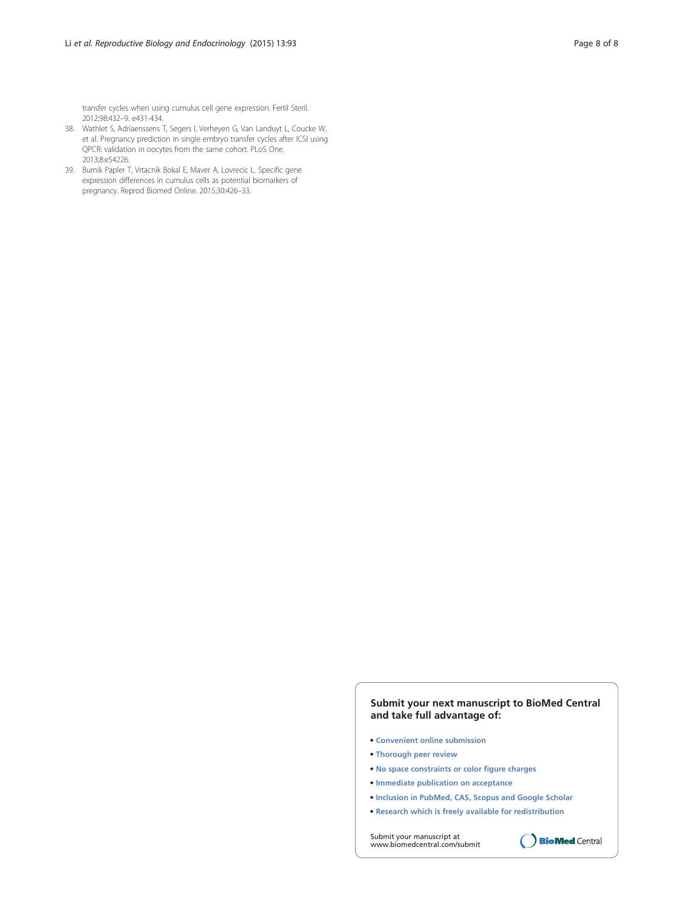transfer cycles when using cumulus cell gene expression. Fertil Steril. 2012;98:432–9. e431-434.

38. Wathlet S, Adriaenssens T, Segers I, Verheyen G, Van Landuyt L, Coucke W, et al. Pregnancy prediction in single embryo transfer cycles after ICSI using QPCR: validation in oocytes from the same cohort. PLoS One. 2013;8:e54226.
39. Burnik Papler T, Vrtacnik Bokal E, Maver A, Lovrecic L. Specific gene expression differences in cumulus cells as potential biomarkers of pregnancy. Reprod Biomed Online. 2015;30:426–33.

**Submit your next manuscript to BioMed Central and take full advantage of:**

- **Convenient online submission**
- **Thorough peer review**
- **No space constraints or color figure charges**
- **Immediate publication on acceptance**
- **Inclusion in PubMed, CAS, Scopus and Google Scholar**
- **Research which is freely available for redistribution**

Submit your manuscript at
www.biomedcentral.com/submit

BioMed Central